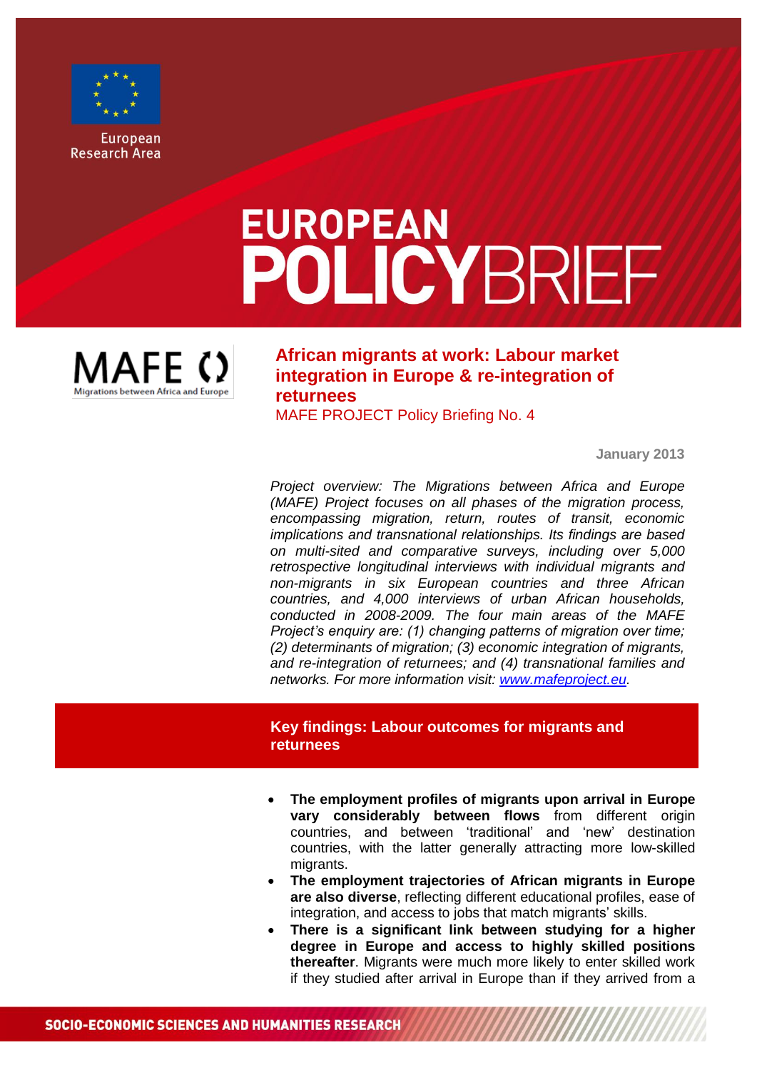European Research Area

# EUROPEAN POLICYBRIEF

MAFE
Migrations between Africa and Europe

## African migrants at work: Labour market integration in Europe & re-integration of returnees

MAFE PROJECT Policy Briefing No. 4

**January 2013**

*Project overview: The Migrations between Africa and Europe (MAFE) Project focuses on all phases of the migration process, encompassing migration, return, routes of transit, economic implications and transnational relationships. Its findings are based on multi-sited and comparative surveys, including over 5,000 retrospective longitudinal interviews with individual migrants and non-migrants in six European countries and three African countries, and 4,000 interviews of urban African households, conducted in 2008-2009. The four main areas of the MAFE Project's enquiry are: (1) changing patterns of migration over time; (2) determinants of migration; (3) economic integration of migrants, and re-integration of returnees; and (4) transnational families and networks. For more information visit: [www.mafeproject.eu](http://www.mafeproject.eu).*

## Key findings: Labour outcomes for migrants and returnees

- **The employment profiles of migrants upon arrival in Europe vary considerably between flows** from different origin countries, and between 'traditional' and 'new' destination countries, with the latter generally attracting more low-skilled migrants.
- **The employment trajectories of African migrants in Europe are also diverse**, reflecting different educational profiles, ease of integration, and access to jobs that match migrants' skills.
- **There is a significant link between studying for a higher degree in Europe and access to highly skilled positions thereafter**. Migrants were much more likely to enter skilled work if they studied after arrival in Europe than if they arrived from a

SOCIO-ECONOMIC SCIENCES AND HUMANITIES RESEARCH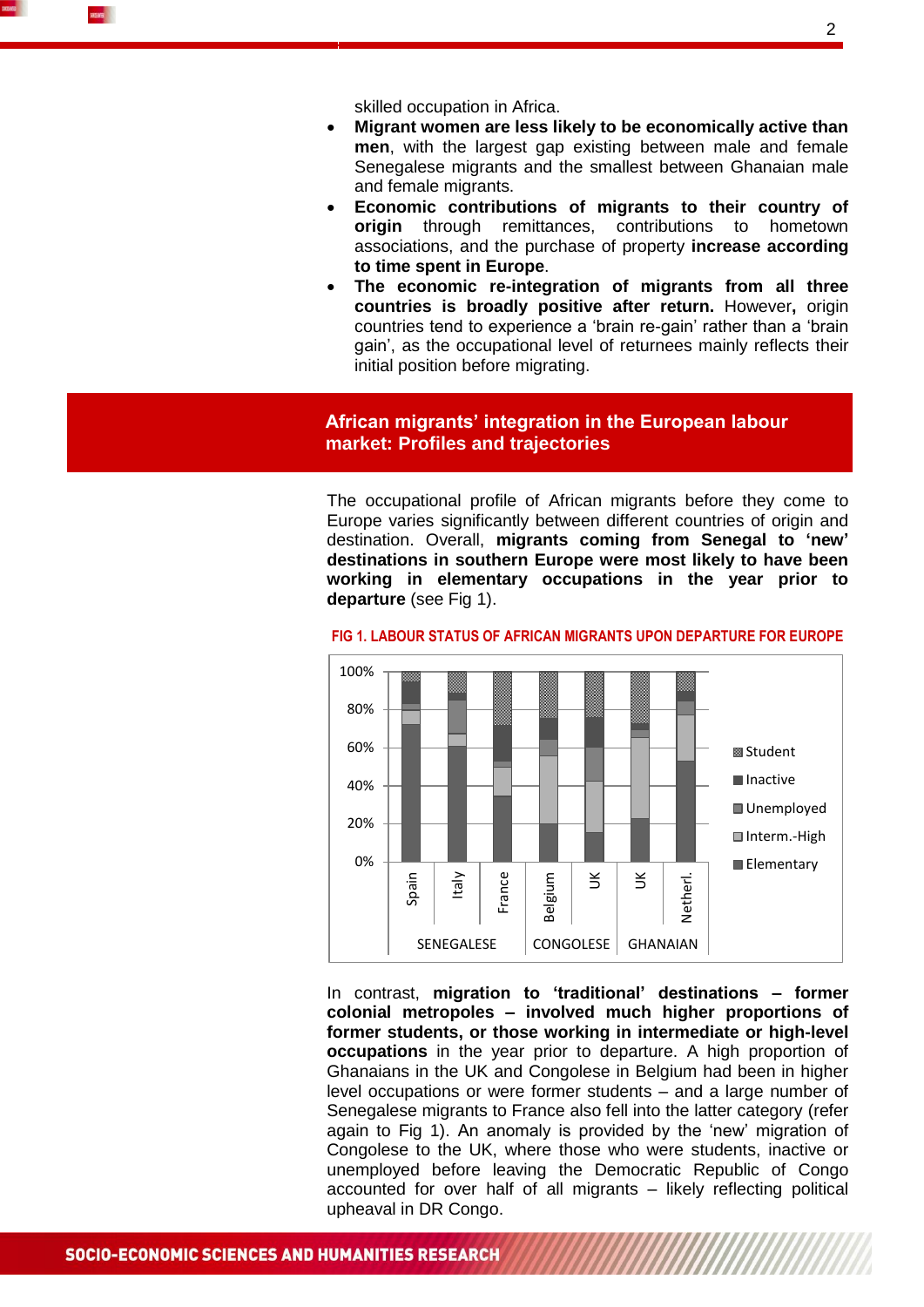skilled occupation in Africa.

- **Migrant women are less likely to be economically active than men**, with the largest gap existing between male and female Senegalese migrants and the smallest between Ghanaian male and female migrants.
- **Economic contributions of migrants to their country of origin** through remittances, contributions to hometown associations, and the purchase of property **increase according to time spent in Europe**.
- **The economic re-integration of migrants from all three countries is broadly positive after return.** However**,** origin countries tend to experience a 'brain re-gain' rather than a 'brain gain', as the occupational level of returnees mainly reflects their initial position before migrating.

## African migrants' integration in the European labour market: Profiles and trajectories

The occupational profile of African migrants before they come to Europe varies significantly between different countries of origin and destination. Overall, **migrants coming from Senegal to 'new' destinations in southern Europe were most likely to have been working in elementary occupations in the year prior to departure** (see Fig 1).

**FIG 1. LABOUR STATUS OF AFRICAN MIGRANTS UPON DEPARTURE FOR EUROPE**

In contrast, **migration to 'traditional' destinations – former colonial metropoles – involved much higher proportions of former students, or those working in intermediate or high-level occupations** in the year prior to departure. A high proportion of Ghanaians in the UK and Congolese in Belgium had been in higher level occupations or were former students – and a large number of Senegalese migrants to France also fell into the latter category (refer again to Fig 1). An anomaly is provided by the 'new' migration of Congolese to the UK, where those who were students, inactive or unemployed before leaving the Democratic Republic of Congo accounted for over half of all migrants – likely reflecting political upheaval in DR Congo.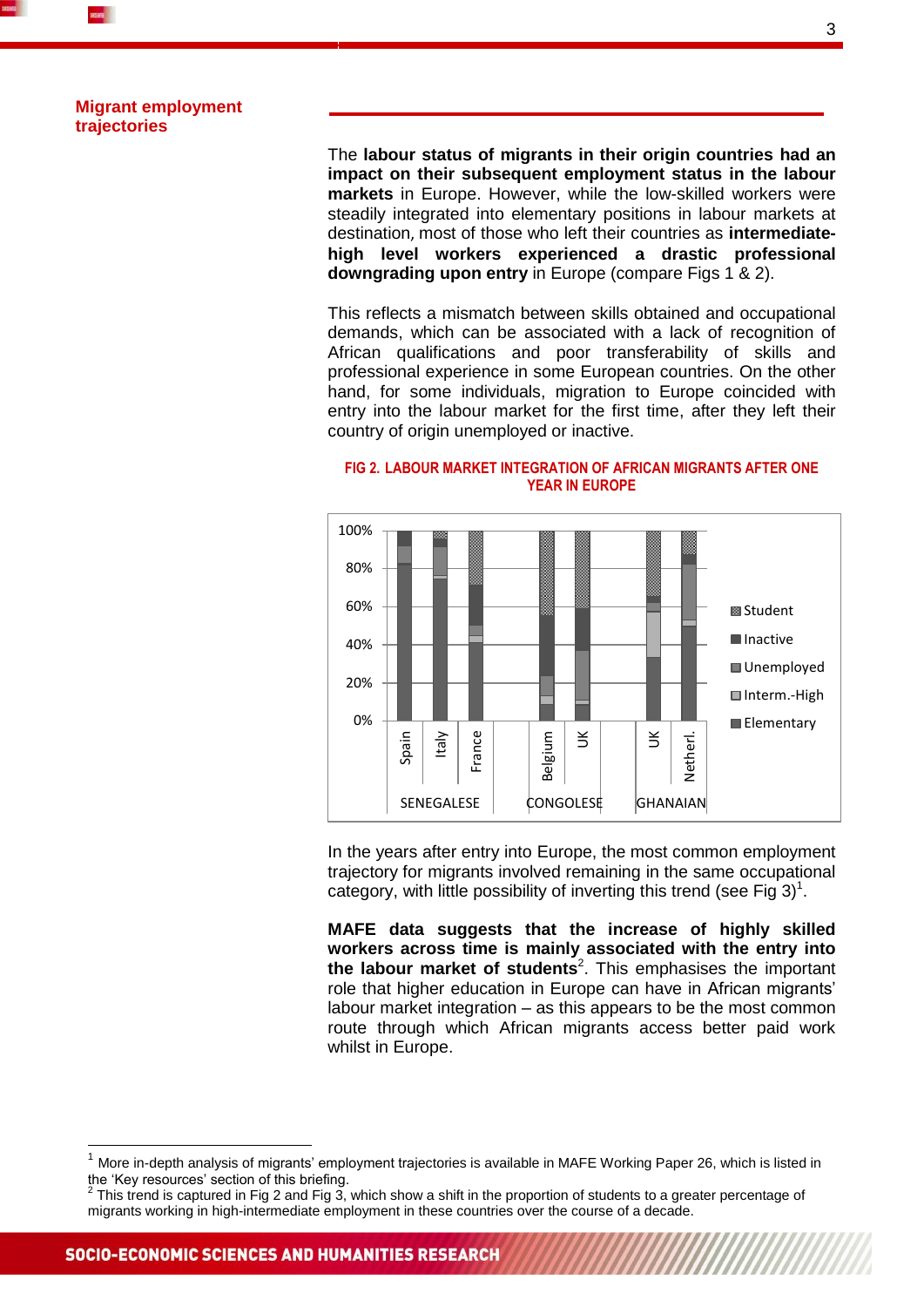## Migrant employment trajectories

The **labour status of migrants in their origin countries had an impact on their subsequent employment status in the labour markets** in Europe. However, while the low-skilled workers were steadily integrated into elementary positions in labour markets at destination, most of those who left their countries as **intermediate-high level workers experienced a drastic professional downgrading upon entry** in Europe (compare Figs 1 & 2).

This reflects a mismatch between skills obtained and occupational demands, which can be associated with a lack of recognition of African qualifications and poor transferability of skills and professional experience in some European countries. On the other hand, for some individuals, migration to Europe coincided with entry into the labour market for the first time, after they left their country of origin unemployed or inactive.

**FIG 2. LABOUR MARKET INTEGRATION OF AFRICAN MIGRANTS AFTER ONE YEAR IN EUROPE**

In the years after entry into Europe, the most common employment trajectory for migrants involved remaining in the same occupational category, with little possibility of inverting this trend (see Fig 3)[1].

**MAFE data suggests that the increase of highly skilled workers across time is mainly associated with the entry into the labour market of students**[2]. This emphasises the important role that higher education in Europe can have in African migrants' labour market integration – as this appears to be the most common route through which African migrants access better paid work whilst in Europe.

---

[1] More in-depth analysis of migrants' employment trajectories is available in MAFE Working Paper 26, which is listed in the 'Key resources' section of this briefing.

[2] This trend is captured in Fig 2 and Fig 3, which show a shift in the proportion of students to a greater percentage of migrants working in high-intermediate employment in these countries over the course of a decade.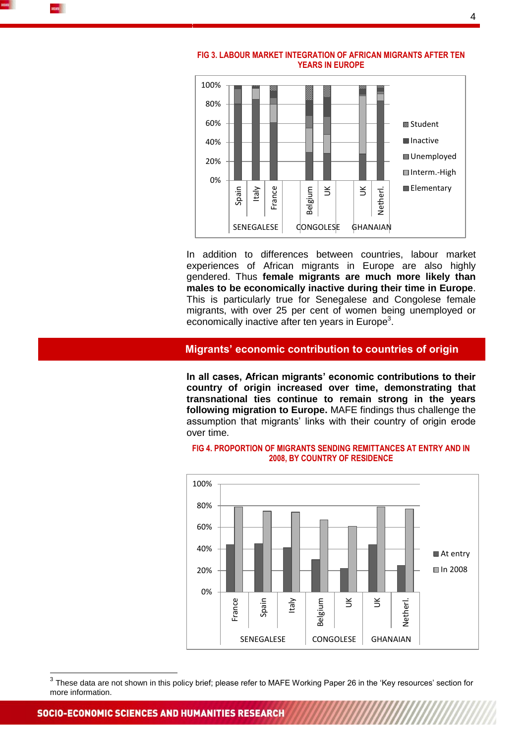**FIG 3. LABOUR MARKET INTEGRATION OF AFRICAN MIGRANTS AFTER TEN YEARS IN EUROPE**

In addition to differences between countries, labour market experiences of African migrants in Europe are also highly gendered. Thus **female migrants are much more likely than males to be economically inactive during their time in Europe**. This is particularly true for Senegalese and Congolese female migrants, with over 25 per cent of women being unemployed or economically inactive after ten years in Europe[3].

## Migrants' economic contribution to countries of origin

**In all cases, African migrants' economic contributions to their country of origin increased over time, demonstrating that transnational ties continue to remain strong in the years following migration to Europe.** MAFE findings thus challenge the assumption that migrants' links with their country of origin erode over time.

**FIG 4. PROPORTION OF MIGRANTS SENDING REMITTANCES AT ENTRY AND IN 2008, BY COUNTRY OF RESIDENCE**

[3] These data are not shown in this policy brief; please refer to MAFE Working Paper 26 in the 'Key resources' section for more information.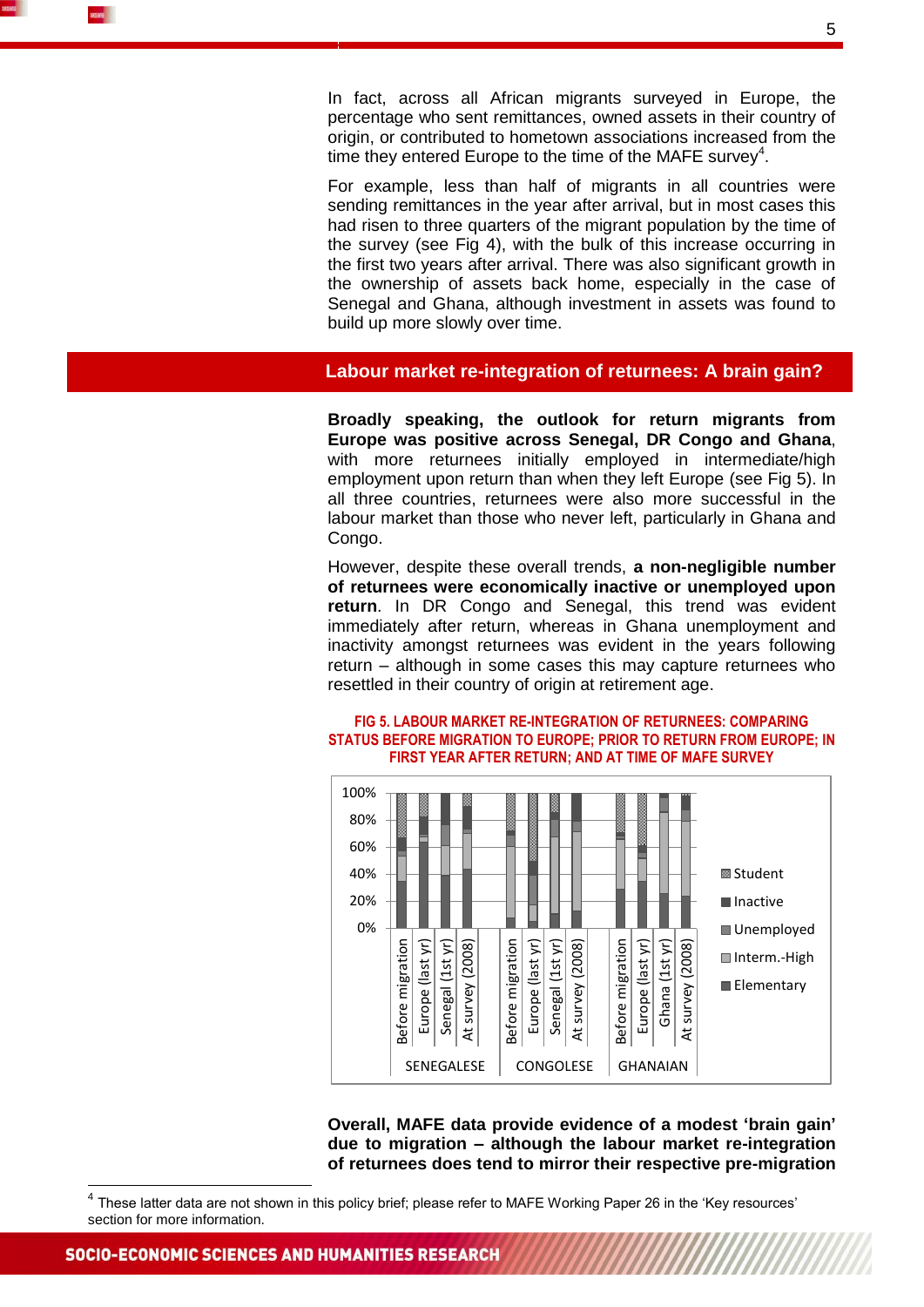In fact, across all African migrants surveyed in Europe, the percentage who sent remittances, owned assets in their country of origin, or contributed to hometown associations increased from the time they entered Europe to the time of the MAFE survey[4].

For example, less than half of migrants in all countries were sending remittances in the year after arrival, but in most cases this had risen to three quarters of the migrant population by the time of the survey (see Fig 4), with the bulk of this increase occurring in the first two years after arrival. There was also significant growth in the ownership of assets back home, especially in the case of Senegal and Ghana, although investment in assets was found to build up more slowly over time.

## Labour market re-integration of returnees: A brain gain?

**Broadly speaking, the outlook for return migrants from Europe was positive across Senegal, DR Congo and Ghana**, with more returnees initially employed in intermediate/high employment upon return than when they left Europe (see Fig 5). In all three countries, returnees were also more successful in the labour market than those who never left, particularly in Ghana and Congo.

However, despite these overall trends, **a non-negligible number of returnees were economically inactive or unemployed upon return**. In DR Congo and Senegal, this trend was evident immediately after return, whereas in Ghana unemployment and inactivity amongst returnees was evident in the years following return – although in some cases this may capture returnees who resettled in their country of origin at retirement age.

FIG 5. LABOUR MARKET RE-INTEGRATION OF RETURNEES: COMPARING STATUS BEFORE MIGRATION TO EUROPE; PRIOR TO RETURN FROM EUROPE; IN FIRST YEAR AFTER RETURN; AND AT TIME OF MAFE SURVEY

**Overall, MAFE data provide evidence of a modest 'brain gain' due to migration – although the labour market re-integration of returnees does tend to mirror their respective pre-migration**

[4] These latter data are not shown in this policy brief; please refer to MAFE Working Paper 26 in the 'Key resources' section for more information.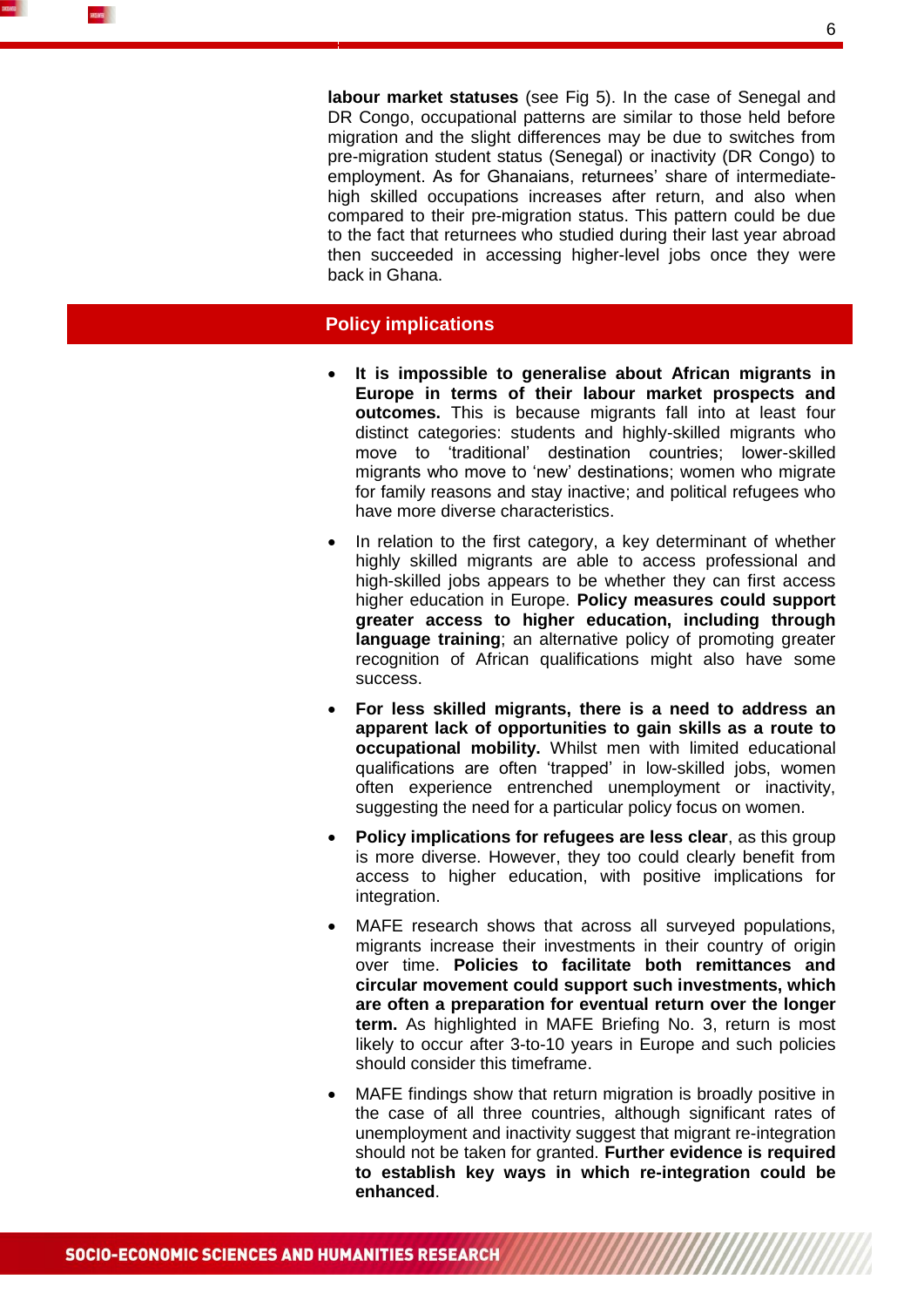**labour market statuses** (see Fig 5). In the case of Senegal and DR Congo, occupational patterns are similar to those held before migration and the slight differences may be due to switches from pre-migration student status (Senegal) or inactivity (DR Congo) to employment. As for Ghanaians, returnees' share of intermediate-high skilled occupations increases after return, and also when compared to their pre-migration status. This pattern could be due to the fact that returnees who studied during their last year abroad then succeeded in accessing higher-level jobs once they were back in Ghana.

## Policy implications

- **It is impossible to generalise about African migrants in Europe in terms of their labour market prospects and outcomes.** This is because migrants fall into at least four distinct categories: students and highly-skilled migrants who move to 'traditional' destination countries; lower-skilled migrants who move to 'new' destinations; women who migrate for family reasons and stay inactive; and political refugees who have more diverse characteristics.
- In relation to the first category, a key determinant of whether highly skilled migrants are able to access professional and high-skilled jobs appears to be whether they can first access higher education in Europe. **Policy measures could support greater access to higher education, including through language training**; an alternative policy of promoting greater recognition of African qualifications might also have some success.
- **For less skilled migrants, there is a need to address an apparent lack of opportunities to gain skills as a route to occupational mobility.** Whilst men with limited educational qualifications are often 'trapped' in low-skilled jobs, women often experience entrenched unemployment or inactivity, suggesting the need for a particular policy focus on women.
- **Policy implications for refugees are less clear**, as this group is more diverse. However, they too could clearly benefit from access to higher education, with positive implications for integration.
- MAFE research shows that across all surveyed populations, migrants increase their investments in their country of origin over time. **Policies to facilitate both remittances and circular movement could support such investments, which are often a preparation for eventual return over the longer term.** As highlighted in MAFE Briefing No. 3, return is most likely to occur after 3-to-10 years in Europe and such policies should consider this timeframe.
- MAFE findings show that return migration is broadly positive in the case of all three countries, although significant rates of unemployment and inactivity suggest that migrant re-integration should not be taken for granted. **Further evidence is required to establish key ways in which re-integration could be enhanced**.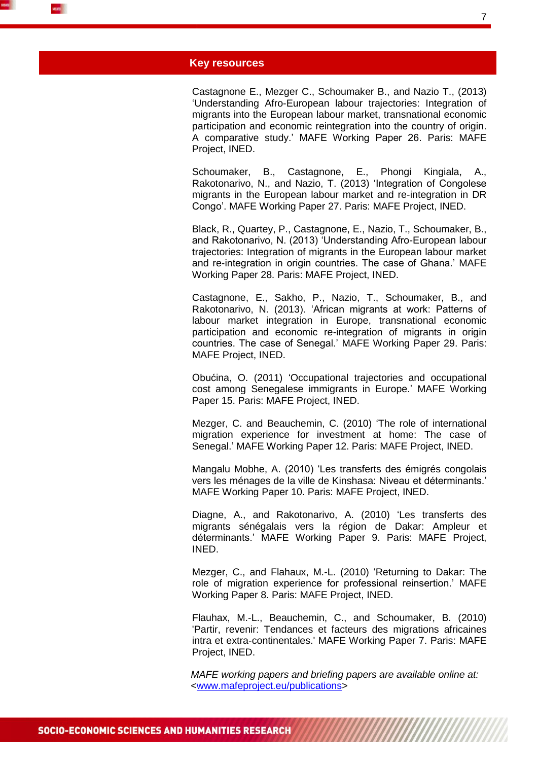## Key resources

Castagnone E., Mezger C., Schoumaker B., and Nazio T., (2013) ‘Understanding Afro-European labour trajectories: Integration of migrants into the European labour market, transnational economic participation and economic reintegration into the country of origin. A comparative study.’ MAFE Working Paper 26. Paris: MAFE Project, INED.

Schoumaker, B., Castagnone, E., Phongi Kingiala, A., Rakotonarivo, N., and Nazio, T. (2013) ‘Integration of Congolese migrants in the European labour market and re-integration in DR Congo’. MAFE Working Paper 27. Paris: MAFE Project, INED.

Black, R., Quartey, P., Castagnone, E., Nazio, T., Schoumaker, B., and Rakotonarivo, N. (2013) ‘Understanding Afro-European labour trajectories: Integration of migrants in the European labour market and re-integration in origin countries. The case of Ghana.’ MAFE Working Paper 28. Paris: MAFE Project, INED.

Castagnone, E., Sakho, P., Nazio, T., Schoumaker, B., and Rakotonarivo, N. (2013). ‘African migrants at work: Patterns of labour market integration in Europe, transnational economic participation and economic re-integration of migrants in origin countries. The case of Senegal.’ MAFE Working Paper 29. Paris: MAFE Project, INED.

Obućina, O. (2011) ‘Occupational trajectories and occupational cost among Senegalese immigrants in Europe.’ MAFE Working Paper 15. Paris: MAFE Project, INED.

Mezger, C. and Beauchemin, C. (2010) ‘The role of international migration experience for investment at home: The case of Senegal.’ MAFE Working Paper 12. Paris: MAFE Project, INED.

Mangalu Mobhe, A. (2010) ‘Les transferts des émigrés congolais vers les ménages de la ville de Kinshasa: Niveau et déterminants.’ MAFE Working Paper 10. Paris: MAFE Project, INED.

Diagne, A., and Rakotonarivo, A. (2010) ‘Les transferts des migrants sénégalais vers la région de Dakar: Ampleur et déterminants.’ MAFE Working Paper 9. Paris: MAFE Project, INED.

Mezger, C., and Flahaux, M.-L. (2010) ‘Returning to Dakar: The role of migration experience for professional reinsertion.’ MAFE Working Paper 8. Paris: MAFE Project, INED.

Flauhax, M.-L., Beauchemin, C., and Schoumaker, B. (2010) 'Partir, revenir: Tendances et facteurs des migrations africaines intra et extra-continentales.' MAFE Working Paper 7. Paris: MAFE Project, INED.

*MAFE working papers and briefing papers are available online at:* <www.mafeproject.eu/publications>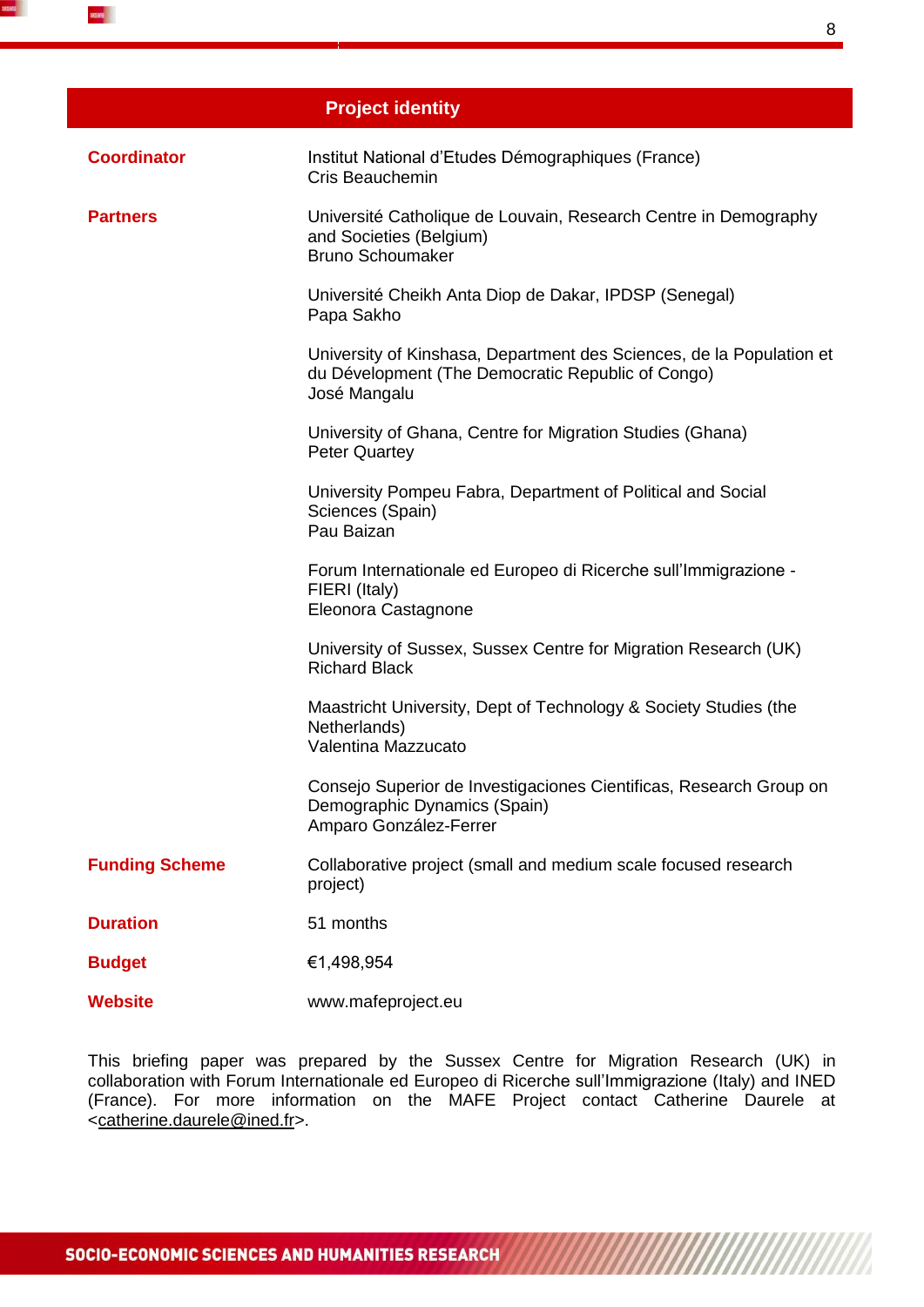## Project identity

| | |
|---|---|
| **Coordinator** | Institut National d'Etudes Démographiques (France)<br>Cris Beauchemin |
| **Partners** | Université Catholique de Louvain, Research Centre in Demography and Societies (Belgium)<br>Bruno Schoumaker |
| | Université Cheikh Anta Diop de Dakar, IPDSP (Senegal)<br>Papa Sakho |
| | University of Kinshasa, Department des Sciences, de la Population et du Dévelopment (The Democratic Republic of Congo)<br>José Mangalu |
| | University of Ghana, Centre for Migration Studies (Ghana)<br>Peter Quartey |
| | University Pompeu Fabra, Department of Political and Social Sciences (Spain)<br>Pau Baizan |
| | Forum Internationale ed Europeo di Ricerche sull'Immigrazione - FIERI (Italy)<br>Eleonora Castagnone |
| | University of Sussex, Sussex Centre for Migration Research (UK)<br>Richard Black |
| | Maastricht University, Dept of Technology & Society Studies (the Netherlands)<br>Valentina Mazzucato |
| | Consejo Superior de Investigaciones Cientificas, Research Group on Demographic Dynamics (Spain)<br>Amparo González-Ferrer |
| **Funding Scheme** | Collaborative project (small and medium scale focused research project) |
| **Duration** | 51 months |
| **Budget** | €1,498,954 |
| **Website** | www.mafeproject.eu |

This briefing paper was prepared by the Sussex Centre for Migration Research (UK) in collaboration with Forum Internationale ed Europeo di Ricerche sull'Immigrazione (Italy) and INED (France). For more information on the MAFE Project contact Catherine Daurele at <catherine.daurele@ined.fr>.